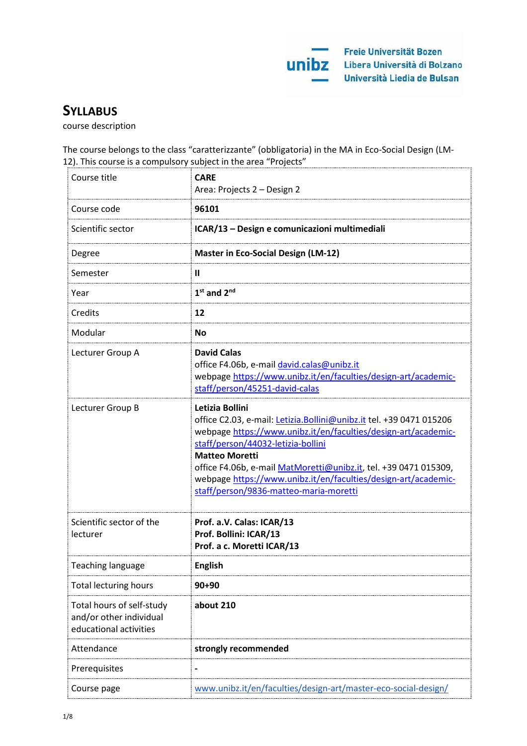# SYLLABUS

course description

The course belongs to the class “caratterizzante” (obbligatoria) in the MA in Eco-Social Design (LM-12). This course is a compulsory subject in the area “Projects”

| | |
|---|---|
| Course title | **CARE**<br>Area: Projects 2 – Design 2 |
| Course code | **96101** |
| Scientific sector | **ICAR/13 – Design e comunicazioni multimediali** |
| Degree | **Master in Eco-Social Design (LM-12)** |
| Semester | **II** |
| Year | **1st and 2nd** |
| Credits | **12** |
| Modular | **No** |
| Lecturer Group A | **David Calas**<br>office F4.06b, e-mail david.calas@unibz.it<br>webpage https://www.unibz.it/en/faculties/design-art/academic-staff/person/45251-david-calas |
| Lecturer Group B | **Letizia Bollini**<br>office C2.03, e-mail: Letizia.Bollini@unibz.it tel. +39 0471 015206<br>webpage https://www.unibz.it/en/faculties/design-art/academic-staff/person/44032-letizia-bollini<br>**Matteo Moretti**<br>office F4.06b, e-mail MatMoretti@unibz.it, tel. +39 0471 015309,<br>webpage https://www.unibz.it/en/faculties/design-art/academic-staff/person/9836-matteo-maria-moretti |
| Scientific sector of the lecturer | **Prof. a.V. Calas: ICAR/13**<br>**Prof. Bollini: ICAR/13**<br>**Prof. a c. Moretti ICAR/13** |
| Teaching language | **English** |
| Total lecturing hours | **90+90** |
| Total hours of self-study and/or other individual educational activities | **about 210** |
| Attendance | **strongly recommended** |
| Prerequisites | - |
| Course page | www.unibz.it/en/faculties/design-art/master-eco-social-design/ |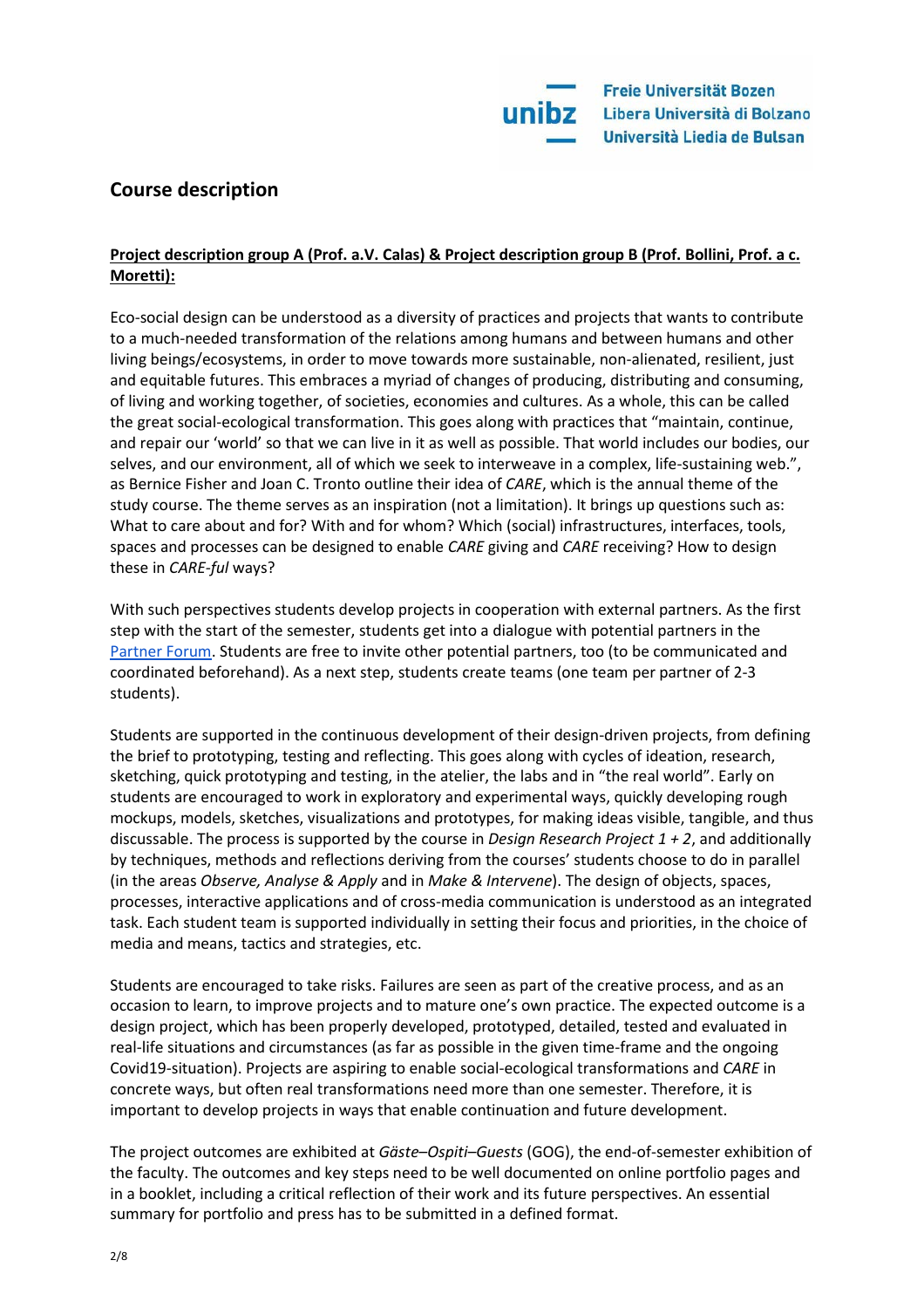## Course description

**Project description group A (Prof. a.V. Calas) & Project description group B (Prof. Bollini, Prof. a c. Moretti):**

Eco-social design can be understood as a diversity of practices and projects that wants to contribute to a much-needed transformation of the relations among humans and between humans and other living beings/ecosystems, in order to move towards more sustainable, non-alienated, resilient, just and equitable futures. This embraces a myriad of changes of producing, distributing and consuming, of living and working together, of societies, economies and cultures. As a whole, this can be called the great social-ecological transformation. This goes along with practices that "maintain, continue, and repair our 'world' so that we can live in it as well as possible. That world includes our bodies, our selves, and our environment, all of which we seek to interweave in a complex, life-sustaining web.", as Bernice Fisher and Joan C. Tronto outline their idea of *CARE*, which is the annual theme of the study course. The theme serves as an inspiration (not a limitation). It brings up questions such as: What to care about and for? With and for whom? Which (social) infrastructures, interfaces, tools, spaces and processes can be designed to enable *CARE* giving and *CARE* receiving? How to design these in *CARE-ful* ways?

With such perspectives students develop projects in cooperation with external partners. As the first step with the start of the semester, students get into a dialogue with potential partners in the Partner Forum. Students are free to invite other potential partners, too (to be communicated and coordinated beforehand). As a next step, students create teams (one team per partner of 2-3 students).

Students are supported in the continuous development of their design-driven projects, from defining the brief to prototyping, testing and reflecting. This goes along with cycles of ideation, research, sketching, quick prototyping and testing, in the atelier, the labs and in "the real world". Early on students are encouraged to work in exploratory and experimental ways, quickly developing rough mockups, models, sketches, visualizations and prototypes, for making ideas visible, tangible, and thus discussable. The process is supported by the course in *Design Research Project 1 + 2*, and additionally by techniques, methods and reflections deriving from the courses' students choose to do in parallel (in the areas *Observe, Analyse & Apply* and in *Make & Intervene*). The design of objects, spaces, processes, interactive applications and of cross-media communication is understood as an integrated task. Each student team is supported individually in setting their focus and priorities, in the choice of media and means, tactics and strategies, etc.

Students are encouraged to take risks. Failures are seen as part of the creative process, and as an occasion to learn, to improve projects and to mature one's own practice. The expected outcome is a design project, which has been properly developed, prototyped, detailed, tested and evaluated in real-life situations and circumstances (as far as possible in the given time-frame and the ongoing Covid19-situation). Projects are aspiring to enable social-ecological transformations and *CARE* in concrete ways, but often real transformations need more than one semester. Therefore, it is important to develop projects in ways that enable continuation and future development.

The project outcomes are exhibited at *Gäste–Ospiti–Guests* (GOG), the end-of-semester exhibition of the faculty. The outcomes and key steps need to be well documented on online portfolio pages and in a booklet, including a critical reflection of their work and its future perspectives. An essential summary for portfolio and press has to be submitted in a defined format.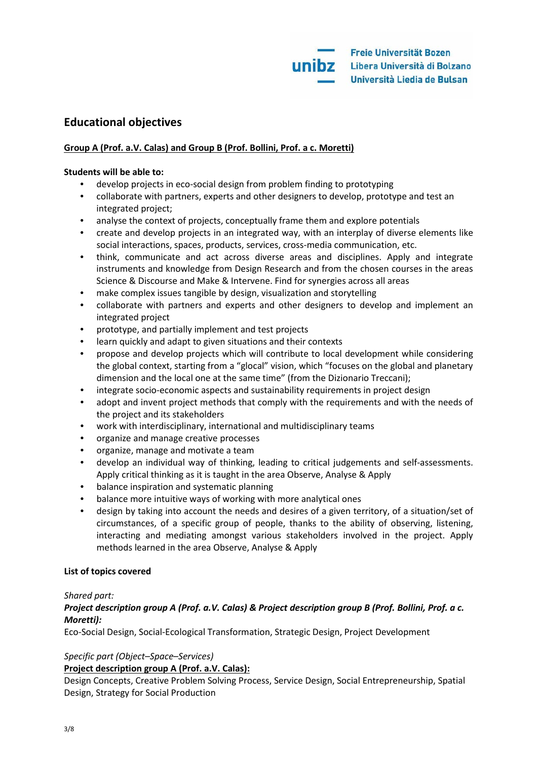## Educational objectives

**Group A (Prof. a.V. Calas) and Group B (Prof. Bollini, Prof. a c. Moretti)**

**Students will be able to:**

- develop projects in eco-social design from problem finding to prototyping
- collaborate with partners, experts and other designers to develop, prototype and test an integrated project;
- analyse the context of projects, conceptually frame them and explore potentials
- create and develop projects in an integrated way, with an interplay of diverse elements like social interactions, spaces, products, services, cross-media communication, etc.
- think, communicate and act across diverse areas and disciplines. Apply and integrate instruments and knowledge from Design Research and from the chosen courses in the areas Science & Discourse and Make & Intervene. Find for synergies across all areas
- make complex issues tangible by design, visualization and storytelling
- collaborate with partners and experts and other designers to develop and implement an integrated project
- prototype, and partially implement and test projects
- learn quickly and adapt to given situations and their contexts
- propose and develop projects which will contribute to local development while considering the global context, starting from a "glocal" vision, which "focuses on the global and planetary dimension and the local one at the same time" (from the Dizionario Treccani);
- integrate socio-economic aspects and sustainability requirements in project design
- adopt and invent project methods that comply with the requirements and with the needs of the project and its stakeholders
- work with interdisciplinary, international and multidisciplinary teams
- organize and manage creative processes
- organize, manage and motivate a team
- develop an individual way of thinking, leading to critical judgements and self-assessments. Apply critical thinking as it is taught in the area Observe, Analyse & Apply
- balance inspiration and systematic planning
- balance more intuitive ways of working with more analytical ones
- design by taking into account the needs and desires of a given territory, of a situation/set of circumstances, of a specific group of people, thanks to the ability of observing, listening, interacting and mediating amongst various stakeholders involved in the project. Apply methods learned in the area Observe, Analyse & Apply

**List of topics covered**

*Shared part:*

***Project description group A (Prof. a.V. Calas) & Project description group B (Prof. Bollini, Prof. a c. Moretti):***

Eco-Social Design, Social-Ecological Transformation, Strategic Design, Project Development

*Specific part (Object–Space–Services)*

**Project description group A (Prof. a.V. Calas):**

Design Concepts, Creative Problem Solving Process, Service Design, Social Entrepreneurship, Spatial Design, Strategy for Social Production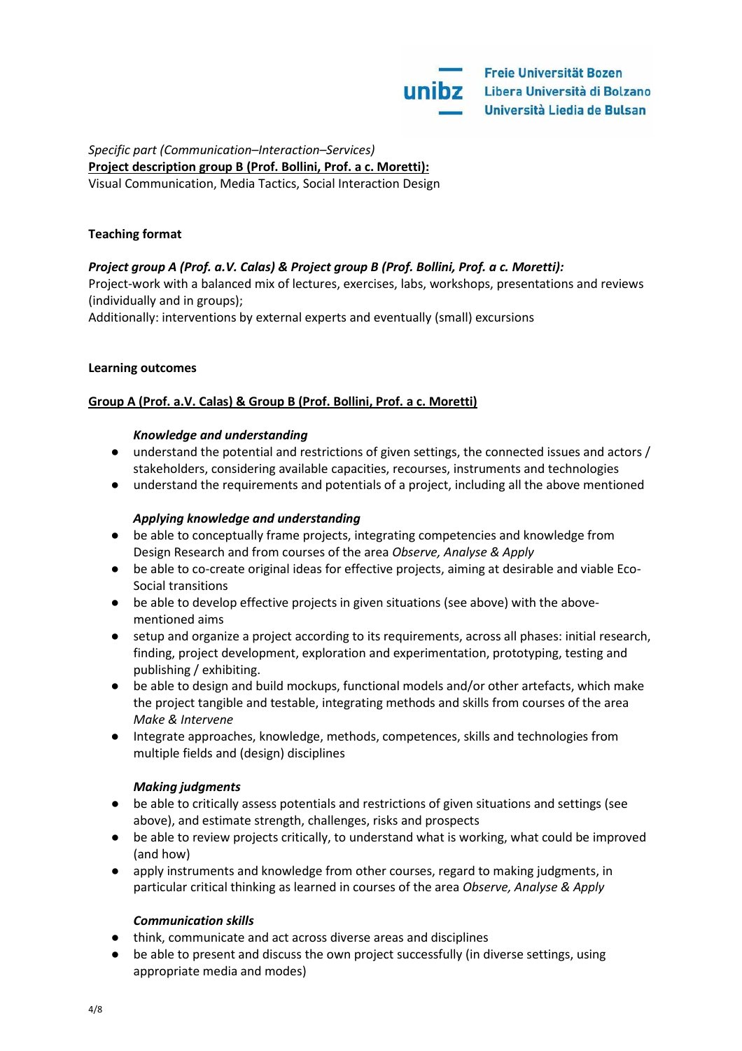*Specific part (Communication–Interaction–Services)*
**Project description group B (Prof. Bollini, Prof. a c. Moretti):**
Visual Communication, Media Tactics, Social Interaction Design

**Teaching format**

***Project group A (Prof. a.V. Calas) & Project group B (Prof. Bollini, Prof. a c. Moretti):***
Project-work with a balanced mix of lectures, exercises, labs, workshops, presentations and reviews (individually and in groups);
Additionally: interventions by external experts and eventually (small) excursions

**Learning outcomes**

**Group A (Prof. a.V. Calas) & Group B (Prof. Bollini, Prof. a c. Moretti)**

***Knowledge and understanding***

- understand the potential and restrictions of given settings, the connected issues and actors / stakeholders, considering available capacities, recourses, instruments and technologies
- understand the requirements and potentials of a project, including all the above mentioned

***Applying knowledge and understanding***

- be able to conceptually frame projects, integrating competencies and knowledge from Design Research and from courses of the area *Observe, Analyse & Apply*
- be able to co-create original ideas for effective projects, aiming at desirable and viable Eco-Social transitions
- be able to develop effective projects in given situations (see above) with the above-mentioned aims
- setup and organize a project according to its requirements, across all phases: initial research, finding, project development, exploration and experimentation, prototyping, testing and publishing / exhibiting.
- be able to design and build mockups, functional models and/or other artefacts, which make the project tangible and testable, integrating methods and skills from courses of the area *Make & Intervene*
- Integrate approaches, knowledge, methods, competences, skills and technologies from multiple fields and (design) disciplines

***Making judgments***

- be able to critically assess potentials and restrictions of given situations and settings (see above), and estimate strength, challenges, risks and prospects
- be able to review projects critically, to understand what is working, what could be improved (and how)
- apply instruments and knowledge from other courses, regard to making judgments, in particular critical thinking as learned in courses of the area *Observe, Analyse & Apply*

***Communication skills***

- think, communicate and act across diverse areas and disciplines
- be able to present and discuss the own project successfully (in diverse settings, using appropriate media and modes)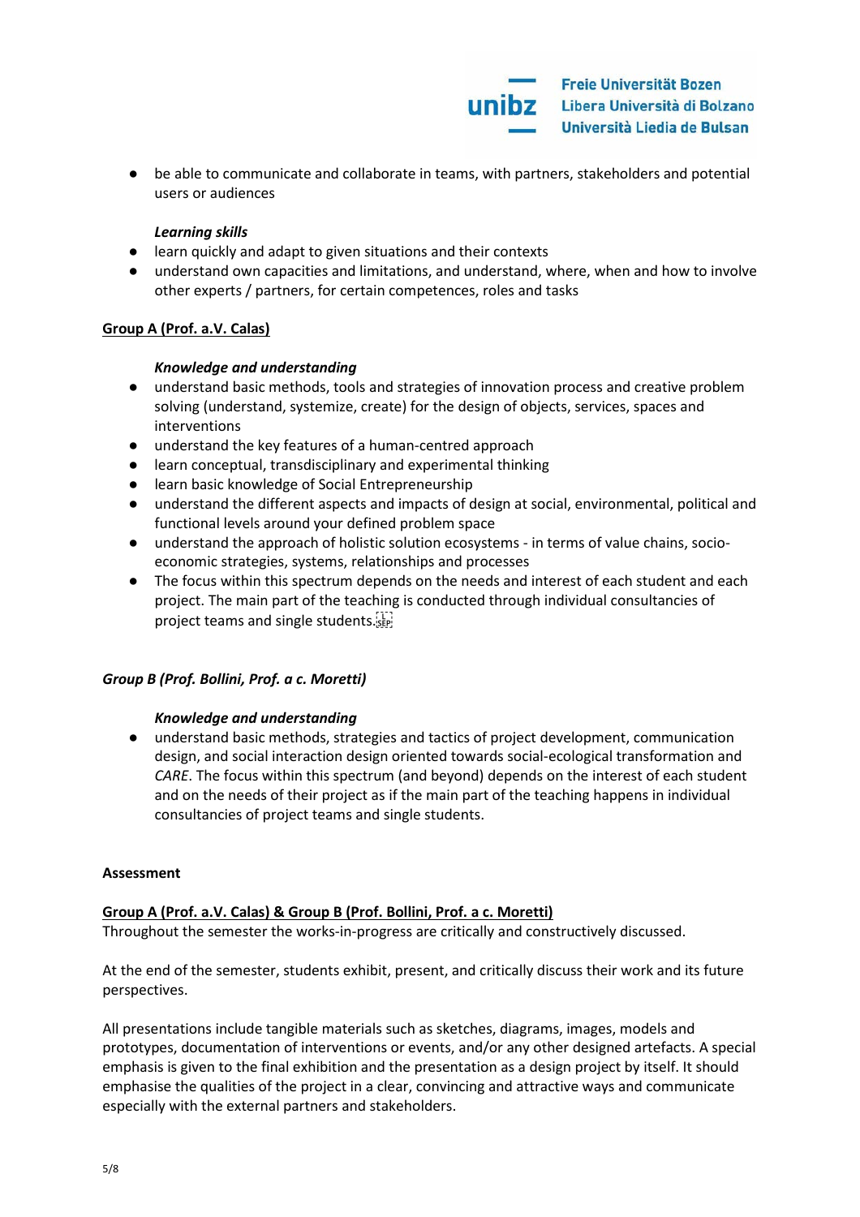- be able to communicate and collaborate in teams, with partners, stakeholders and potential users or audiences

***Learning skills***

- learn quickly and adapt to given situations and their contexts
- understand own capacities and limitations, and understand, where, when and how to involve other experts / partners, for certain competences, roles and tasks

**Group A (Prof. a.V. Calas)**

***Knowledge and understanding***

- understand basic methods, tools and strategies of innovation process and creative problem solving (understand, systemize, create) for the design of objects, services, spaces and interventions
- understand the key features of a human-centred approach
- learn conceptual, transdisciplinary and experimental thinking
- learn basic knowledge of Social Entrepreneurship
- understand the different aspects and impacts of design at social, environmental, political and functional levels around your defined problem space
- understand the approach of holistic solution ecosystems - in terms of value chains, socio-economic strategies, systems, relationships and processes
- The focus within this spectrum depends on the needs and interest of each student and each project. The main part of the teaching is conducted through individual consultancies of project teams and single students.

***Group B (Prof. Bollini, Prof. a c. Moretti)***

***Knowledge and understanding***

- understand basic methods, strategies and tactics of project development, communication design, and social interaction design oriented towards social-ecological transformation and *CARE*. The focus within this spectrum (and beyond) depends on the interest of each student and on the needs of their project as if the main part of the teaching happens in individual consultancies of project teams and single students.

**Assessment**

**Group A (Prof. a.V. Calas) & Group B (Prof. Bollini, Prof. a c. Moretti)**

Throughout the semester the works-in-progress are critically and constructively discussed.

At the end of the semester, students exhibit, present, and critically discuss their work and its future perspectives.

All presentations include tangible materials such as sketches, diagrams, images, models and prototypes, documentation of interventions or events, and/or any other designed artefacts. A special emphasis is given to the final exhibition and the presentation as a design project by itself. It should emphasise the qualities of the project in a clear, convincing and attractive ways and communicate especially with the external partners and stakeholders.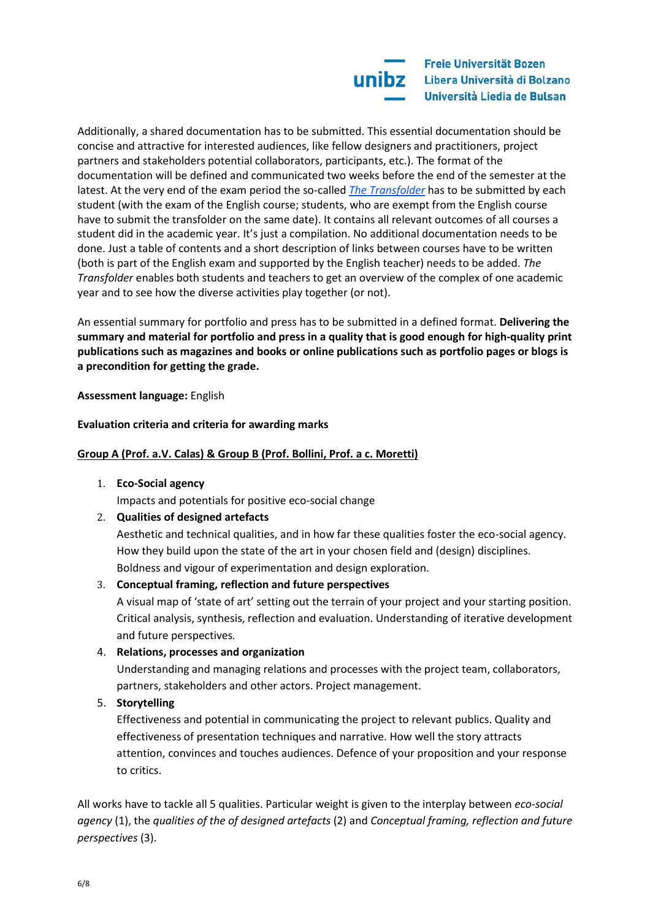Additionally, a shared documentation has to be submitted. This essential documentation should be concise and attractive for interested audiences, like fellow designers and practitioners, project partners and stakeholders potential collaborators, participants, etc.). The format of the documentation will be defined and communicated two weeks before the end of the semester at the latest. At the very end of the exam period the so-called *The Transfolder* has to be submitted by each student (with the exam of the English course; students, who are exempt from the English course have to submit the transfolder on the same date). It contains all relevant outcomes of all courses a student did in the academic year. It's just a compilation. No additional documentation needs to be done. Just a table of contents and a short description of links between courses have to be written (both is part of the English exam and supported by the English teacher) needs to be added. *The Transfolder* enables both students and teachers to get an overview of the complex of one academic year and to see how the diverse activities play together (or not).

An essential summary for portfolio and press has to be submitted in a defined format. **Delivering the summary and material for portfolio and press in a quality that is good enough for high-quality print publications such as magazines and books or online publications such as portfolio pages or blogs is a precondition for getting the grade.**

**Assessment language:** English

**Evaluation criteria and criteria for awarding marks**

**Group A (Prof. a.V. Calas) & Group B (Prof. Bollini, Prof. a c. Moretti)**

1. **Eco-Social agency**
   Impacts and potentials for positive eco-social change
2. **Qualities of designed artefacts**
   Aesthetic and technical qualities, and in how far these qualities foster the eco-social agency. How they build upon the state of the art in your chosen field and (design) disciplines. Boldness and vigour of experimentation and design exploration.
3. **Conceptual framing, reflection and future perspectives**
   A visual map of 'state of art' setting out the terrain of your project and your starting position. Critical analysis, synthesis, reflection and evaluation. Understanding of iterative development and future perspectives.
4. **Relations, processes and organization**
   Understanding and managing relations and processes with the project team, collaborators, partners, stakeholders and other actors. Project management.
5. **Storytelling**
   Effectiveness and potential in communicating the project to relevant publics. Quality and effectiveness of presentation techniques and narrative. How well the story attracts attention, convinces and touches audiences. Defence of your proposition and your response to critics.

All works have to tackle all 5 qualities. Particular weight is given to the interplay between *eco-social agency* (1), the *qualities of the of designed artefacts* (2) and *Conceptual framing, reflection and future perspectives* (3).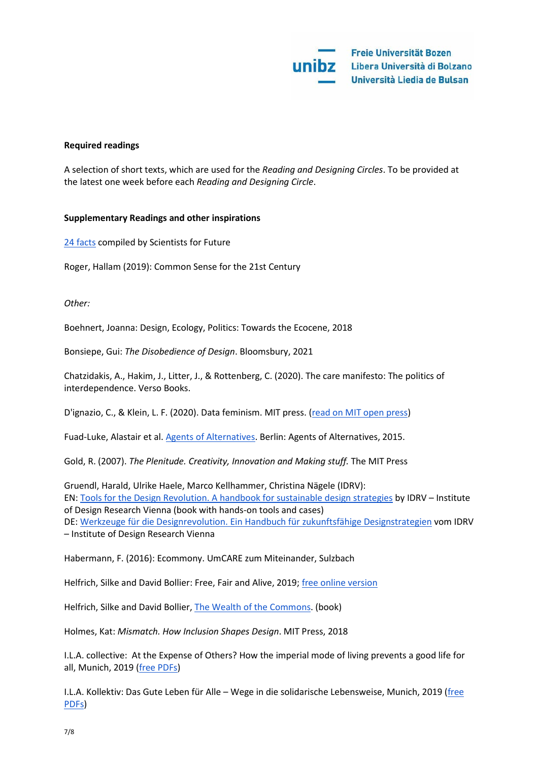**Required readings**

A selection of short texts, which are used for the *Reading and Designing Circles*. To be provided at the latest one week before each *Reading and Designing Circle*.

**Supplementary Readings and other inspirations**

24 facts compiled by Scientists for Future

Roger, Hallam (2019): Common Sense for the 21st Century

*Other:*

Boehnert, Joanna: Design, Ecology, Politics: Towards the Ecocene, 2018

Bonsiepe, Gui: *The Disobedience of Design*. Bloomsbury, 2021

Chatzidakis, A., Hakim, J., Litter, J., & Rottenberg, C. (2020). The care manifesto: The politics of interdependence. Verso Books.

D'ignazio, C., & Klein, L. F. (2020). Data feminism. MIT press. (read on MIT open press)

Fuad-Luke, Alastair et al. Agents of Alternatives. Berlin: Agents of Alternatives, 2015.

Gold, R. (2007). *The Plenitude. Creativity, Innovation and Making stuff.* The MIT Press

Gruendl, Harald, Ulrike Haele, Marco Kellhammer, Christina Nägele (IDRV):
EN: Tools for the Design Revolution. A handbook for sustainable design strategies by IDRV – Institute of Design Research Vienna (book with hands-on tools and cases)
DE: Werkzeuge für die Designrevolution. Ein Handbuch für zukunftsfähige Designstrategien vom IDRV – Institute of Design Research Vienna

Habermann, F. (2016): Ecommony. UmCARE zum Miteinander, Sulzbach

Helfrich, Silke and David Bollier: Free, Fair and Alive, 2019; free online version

Helfrich, Silke and David Bollier, The Wealth of the Commons. (book)

Holmes, Kat: *Mismatch. How Inclusion Shapes Design*. MIT Press, 2018

I.L.A. collective: At the Expense of Others? How the imperial mode of living prevents a good life for all, Munich, 2019 (free PDFs)

I.L.A. Kollektiv: Das Gute Leben für Alle – Wege in die solidarische Lebensweise, Munich, 2019 (free PDFs)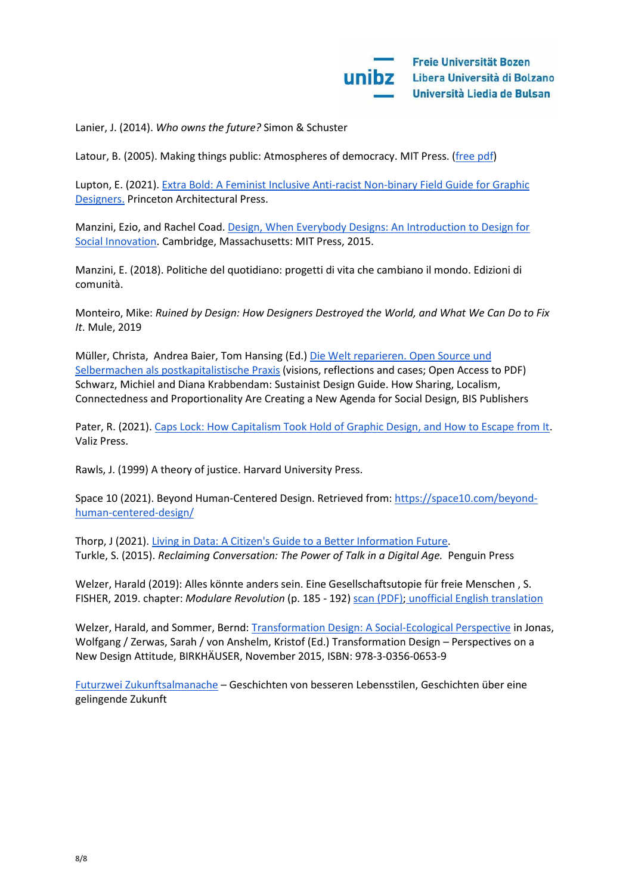Lanier, J. (2014). *Who owns the future?* Simon & Schuster

Latour, B. (2005). Making things public: Atmospheres of democracy. MIT Press. (free pdf)

Lupton, E. (2021). Extra Bold: A Feminist Inclusive Anti-racist Non-binary Field Guide for Graphic Designers. Princeton Architectural Press.

Manzini, Ezio, and Rachel Coad. Design, When Everybody Designs: An Introduction to Design for Social Innovation. Cambridge, Massachusetts: MIT Press, 2015.

Manzini, E. (2018). Politiche del quotidiano: progetti di vita che cambiano il mondo. Edizioni di comunità.

Monteiro, Mike: *Ruined by Design: How Designers Destroyed the World, and What We Can Do to Fix It*. Mule, 2019

Müller, Christa, Andrea Baier, Tom Hansing (Ed.) Die Welt reparieren. Open Source und Selbermachen als postkapitalistische Praxis (visions, reflections and cases; Open Access to PDF)
Schwarz, Michiel and Diana Krabbendam: Sustainist Design Guide. How Sharing, Localism, Connectedness and Proportionality Are Creating a New Agenda for Social Design, BIS Publishers

Pater, R. (2021). Caps Lock: How Capitalism Took Hold of Graphic Design, and How to Escape from It. Valiz Press.

Rawls, J. (1999) A theory of justice. Harvard University Press.

Space 10 (2021). Beyond Human-Centered Design. Retrieved from: https://space10.com/beyond-human-centered-design/

Thorp, J (2021). Living in Data: A Citizen's Guide to a Better Information Future.
Turkle, S. (2015). *Reclaiming Conversation: The Power of Talk in a Digital Age.* Penguin Press

Welzer, Harald (2019): Alles könnte anders sein. Eine Gesellschaftsutopie für freie Menschen , S. FISHER, 2019. chapter: *Modulare Revolution* (p. 185 - 192) scan (PDF); unofficial English translation

Welzer, Harald, and Sommer, Bernd: Transformation Design: A Social-Ecological Perspective in Jonas, Wolfgang / Zerwas, Sarah / von Anshelm, Kristof (Ed.) Transformation Design – Perspectives on a New Design Attitude, BIRKHÄUSER, November 2015, ISBN: 978-3-0356-0653-9

Futurzwei Zukunftsalmanache – Geschichten von besseren Lebensstilen, Geschichten über eine gelingende Zukunft